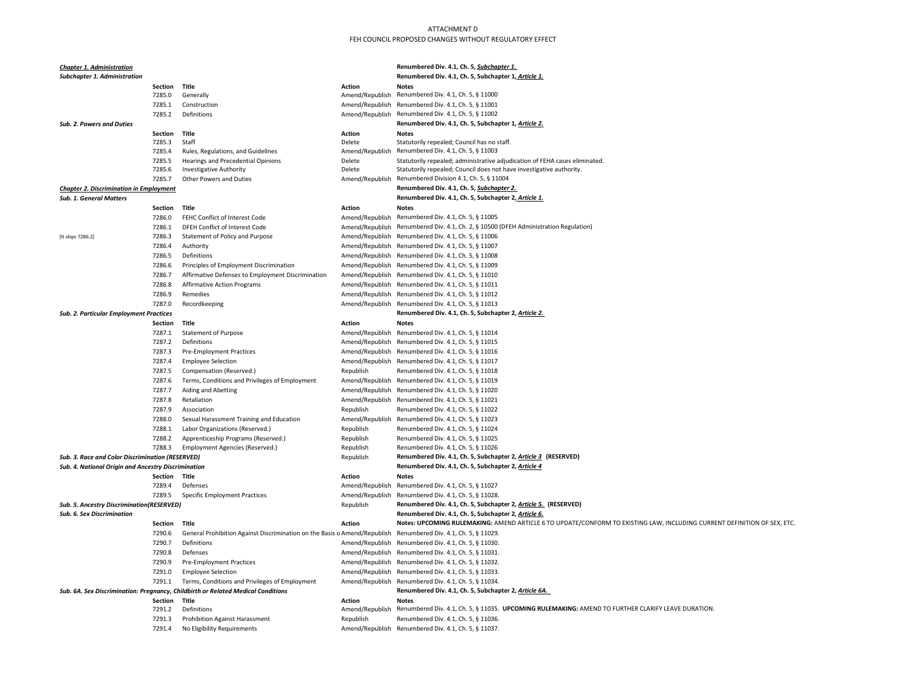ATTACHMENT D

FEH COUNCIL PROPOSED CHANGES WITHOUT REGULATORY EFFECT

| | Section | Title | Action | Notes |
|---|---|---|---|---|
| ***Chapter 1. Administration*** | | | | **Renumbered Div. 4.1, Ch. 5, *Subchapter 1.*** |
| ***Subchapter 1. Administration*** | | | | **Renumbered Div. 4.1, Ch. 5, Subchapter 1, *Article 1.*** |
| | **Section** | **Title** | **Action** | **Notes** |
| | 7285.0 | Generally | Amend/Republish | Renumbered Div. 4.1, Ch. 5, § 11000 |
| | 7285.1 | Construction | Amend/Republish | Renumbered Div. 4.1, Ch. 5, § 11001 |
| | 7285.2 | Definitions | Amend/Republish | Renumbered Div. 4.1, Ch. 5, § 11002 |
| ***Sub. 2. Powers and Duties*** | | | | **Renumbered Div. 4.1, Ch. 5, Subchapter 1, *Article 2.*** |
| | **Section** | **Title** | **Action** | **Notes** |
| | 7285.3 | Staff | Delete | Statutorily repealed; Council has no staff. |
| | 7285.4 | Rules, Regulations, and Guidelines | Amend/Republish | Renumbered Div. 4.1, Ch. 5, § 11003 |
| | 7285.5 | Hearings and Precedential Opinions | Delete | Statutorily repealed; administrative adjudication of FEHA cases eliminated. |
| | 7285.6 | Investigative Authority | Delete | Statutorily repealed; Council does not have investigative authority. |
| | 7285.7 | Other Powers and Duties | Amend/Republish | Renumbered Division 4.1, Ch. 5, § 11004 |
| ***Chapter 2. Discrimination in Employment*** | | | | **Renumbered Div. 4.1, Ch. 5, *Subchapter 2.*** |
| ***Sub. 1. General Matters*** | | | | **Renumbered Div. 4.1, Ch. 5, Subchapter 2, *Article 1.*** |
| | **Section** | **Title** | **Action** | **Notes** |
| | 7286.0 | FEHC Conflict of Interest Code | Amend/Republish | Renumbered Div. 4.1, Ch. 5, § 11005 |
| | 7286.1 | DFEH Conflict of Interest Code | Amend/Republish | Renumbered Div. 4.1, Ch. 2, § 10500 (DFEH Administration Regulation) |
| [It skips 7286.2] | 7286.3 | Statement of Policy and Purpose | Amend/Republish | Renumbered Div. 4.1, Ch. 5, § 11006 |
| | 7286.4 | Authority | Amend/Republish | Renumbered Div. 4.1, Ch. 5, § 11007 |
| | 7286.5 | Definitions | Amend/Republish | Renumbered Div. 4.1, Ch. 5, § 11008 |
| | 7286.6 | Principles of Employment Discrimination | Amend/Republish | Renumbered Div. 4.1, Ch. 5, § 11009 |
| | 7286.7 | Affirmative Defenses to Employment Discrimination | Amend/Republish | Renumbered Div. 4.1, Ch. 5, § 11010 |
| | 7286.8 | Affirmative Action Programs | Amend/Republish | Renumbered Div. 4.1, Ch. 5, § 11011 |
| | 7286.9 | Remedies | Amend/Republish | Renumbered Div. 4.1, Ch. 5, § 11012 |
| | 7287.0 | Recordkeeping | Amend/Republish | Renumbered Div. 4.1, Ch. 5, § 11013 |
| ***Sub. 2. Particular Employment Practices*** | | | | **Renumbered Div. 4.1, Ch. 5, Subchapter 2, *Article 2.*** |
| | **Section** | **Title** | **Action** | **Notes** |
| | 7287.1 | Statement of Purpose | Amend/Republish | Renumbered Div. 4.1, Ch. 5, § 11014 |
| | 7287.2 | Definitions | Amend/Republish | Renumbered Div. 4.1, Ch. 5, § 11015 |
| | 7287.3 | Pre-Employment Practices | Amend/Republish | Renumbered Div. 4.1, Ch. 5, § 11016 |
| | 7287.4 | Employee Selection | Amend/Republish | Renumbered Div. 4.1, Ch. 5, § 11017 |
| | 7287.5 | Compensation (Reserved.) | Republish | Renumbered Div. 4.1, Ch. 5, § 11018 |
| | 7287.6 | Terms, Conditions and Privileges of Employment | Amend/Republish | Renumbered Div. 4.1, Ch. 5, § 11019 |
| | 7287.7 | Aiding and Abetting | Amend/Republish | Renumbered Div. 4.1, Ch. 5, § 11020 |
| | 7287.8 | Retaliation | Amend/Republish | Renumbered Div. 4.1, Ch. 5, § 11021 |
| | 7287.9 | Association | Republish | Renumbered Div. 4.1, Ch. 5, § 11022 |
| | 7288.0 | Sexual Harassment Training and Education | Amend/Republish | Renumbered Div. 4.1, Ch. 5, § 11023 |
| | 7288.1 | Labor Organizations (Reserved.) | Republish | Renumbered Div. 4.1, Ch. 5, § 11024 |
| | 7288.2 | Apprenticeship Programs (Reserved.) | Republish | Renumbered Div. 4.1, Ch. 5, § 11025 |
| | 7288.3 | Employment Agencies (Reserved.) | Republish | Renumbered Div. 4.1, Ch. 5, § 11026 |
| ***Sub. 3. Race and Color Discrimination (RESERVED)*** | | | Republish | **Renumbered Div. 4.1, Ch. 5, Subchapter 2, *Article 3* (RESERVED)** |
| ***Sub. 4. National Origin and Ancestry Discrimination*** | | | | **Renumbered Div. 4.1, Ch. 5, Subchapter 2, *Article 4*** |
| | **Section** | **Title** | **Action** | **Notes** |
| | 7289.4 | Defenses | Amend/Republish | Renumbered Div. 4.1, Ch. 5, § 11027 |
| | 7289.5 | Specific Employment Practices | Amend/Republish | Renumbered Div. 4.1, Ch. 5, § 11028. |
| ***Sub. 5. Ancestry Discrimination(RESERVED)*** | | | Republish | **Renumbered Div. 4.1, Ch. 5, Subchapter 2, *Article 5.* (RESERVED)** |
| ***Sub. 6. Sex Discrimination*** | | | | **Renumbered Div. 4.1, Ch. 5, Subchapter 2, *Article 6.*** |
| | **Section** | **Title** | **Action** | **Notes: UPCOMING RULEMAKING:** AMEND ARTICLE 6 TO UPDATE/CONFORM TO EXISTING LAW, INCLUDING CURRENT DEFINITION OF SEX, ETC. |
| | 7290.6 | General Prohibition Against Discrimination on the Basis o | Amend/Republish | Renumbered Div. 4.1, Ch. 5, § 11029. |
| | 7290.7 | Definitions | Amend/Republish | Renumbered Div. 4.1, Ch. 5, § 11030. |
| | 7290.8 | Defenses | Amend/Republish | Renumbered Div. 4.1, Ch. 5, § 11031. |
| | 7290.9 | Pre-Employment Practices | Amend/Republish | Renumbered Div. 4.1, Ch. 5, § 11032. |
| | 7291.0 | Employee Selection | Amend/Republish | Renumbered Div. 4.1, Ch. 5, § 11033. |
| | 7291.1 | Terms, Conditions and Privileges of Employment | Amend/Republish | Renumbered Div. 4.1, Ch. 5, § 11034. |
| ***Sub. 6A. Sex Discrimination: Pregnancy, Childbirth or Related Medical Conditions*** | | | | **Renumbered Div. 4.1, Ch. 5, Subchapter 2, *Article 6A.*** |
| | **Section** | **Title** | **Action** | **Notes** |
| | 7291.2 | Definitions | Amend/Republish | Renumbered Div. 4.1, Ch. 5, § 11035. **UPCOMING RULEMAKING:** AMEND TO FURTHER CLARIFY LEAVE DURATION. |
| | 7291.3 | Prohibition Against Harassment | Republish | Renumbered Div. 4.1, Ch. 5, § 11036. |
| | 7291.4 | No Eligibility Requirements | Amend/Republish | Renumbered Div. 4.1, Ch. 5, § 11037. |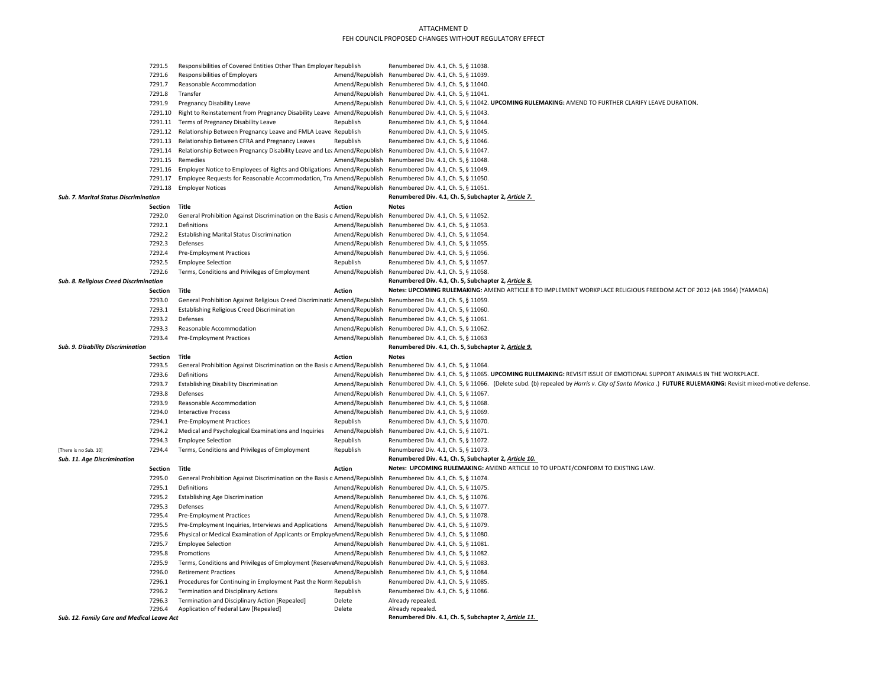ATTACHMENT D
FEH COUNCIL PROPOSED CHANGES WITHOUT REGULATORY EFFECT

| | Section | Title | Action | Notes |
|---|---|---|---|---|
| | 7291.5 | Responsibilities of Covered Entities Other Than Employer | Republish | Renumbered Div. 4.1, Ch. 5, § 11038. |
| | 7291.6 | Responsibilities of Employers | Amend/Republish | Renumbered Div. 4.1, Ch. 5, § 11039. |
| | 7291.7 | Reasonable Accommodation | Amend/Republish | Renumbered Div. 4.1, Ch. 5, § 11040. |
| | 7291.8 | Transfer | Amend/Republish | Renumbered Div. 4.1, Ch. 5, § 11041. |
| | 7291.9 | Pregnancy Disability Leave | Amend/Republish | Renumbered Div. 4.1, Ch. 5, § 11042. **UPCOMING RULEMAKING:** AMEND TO FURTHER CLARIFY LEAVE DURATION. |
| | 7291.10 | Right to Reinstatement from Pregnancy Disability Leave | Amend/Republish | Renumbered Div. 4.1, Ch. 5, § 11043. |
| | 7291.11 | Terms of Pregnancy Disability Leave | Republish | Renumbered Div. 4.1, Ch. 5, § 11044. |
| | 7291.12 | Relationship Between Pregnancy Leave and FMLA Leave | Republish | Renumbered Div. 4.1, Ch. 5, § 11045. |
| | 7291.13 | Relationship Between CFRA and Pregnancy Leaves | Republish | Renumbered Div. 4.1, Ch. 5, § 11046. |
| | 7291.14 | Relationship Between Pregnancy Disability Leave and Le | Amend/Republish | Renumbered Div. 4.1, Ch. 5, § 11047. |
| | 7291.15 | Remedies | Amend/Republish | Renumbered Div. 4.1, Ch. 5, § 11048. |
| | 7291.16 | Employer Notice to Employees of Rights and Obligations | Amend/Republish | Renumbered Div. 4.1, Ch. 5, § 11049. |
| | 7291.17 | Employee Requests for Reasonable Accommodation, Tra | Amend/Republish | Renumbered Div. 4.1, Ch. 5, § 11050. |
| | 7291.18 | Employer Notices | Amend/Republish | Renumbered Div. 4.1, Ch. 5, § 11051. |
| ***Sub. 7. Marital Status Discrimination*** | | | | **Renumbered Div. 4.1, Ch. 5, Subchapter 2, *Article 7.*** |
| | **Section** | **Title** | **Action** | **Notes** |
| | 7292.0 | General Prohibition Against Discrimination on the Basis o | Amend/Republish | Renumbered Div. 4.1, Ch. 5, § 11052. |
| | 7292.1 | Definitions | Amend/Republish | Renumbered Div. 4.1, Ch. 5, § 11053. |
| | 7292.2 | Establishing Marital Status Discrimination | Amend/Republish | Renumbered Div. 4.1, Ch. 5, § 11054. |
| | 7292.3 | Defenses | Amend/Republish | Renumbered Div. 4.1, Ch. 5, § 11055. |
| | 7292.4 | Pre-Employment Practices | Amend/Republish | Renumbered Div. 4.1, Ch. 5, § 11056. |
| | 7292.5 | Employee Selection | Republish | Renumbered Div. 4.1, Ch. 5, § 11057. |
| | 7292.6 | Terms, Conditions and Privileges of Employment | Amend/Republish | Renumbered Div. 4.1, Ch. 5, § 11058. |
| ***Sub. 8. Religious Creed Discrimination*** | | | | **Renumbered Div. 4.1, Ch. 5, Subchapter 2, *Article 8.*** |
| | **Section** | **Title** | **Action** | **Notes: UPCOMING RULEMAKING:** AMEND ARTICLE 8 TO IMPLEMENT WORKPLACE RELIGIOUS FREEDOM ACT OF 2012 (AB 1964) (YAMADA) |
| | 7293.0 | General Prohibition Against Religious Creed Discriminatic | Amend/Republish | Renumbered Div. 4.1, Ch. 5, § 11059. |
| | 7293.1 | Establishing Religious Creed Discrimination | Amend/Republish | Renumbered Div. 4.1, Ch. 5, § 11060. |
| | 7293.2 | Defenses | Amend/Republish | Renumbered Div. 4.1, Ch. 5, § 11061. |
| | 7293.3 | Reasonable Accommodation | Amend/Republish | Renumbered Div. 4.1, Ch. 5, § 11062. |
| | 7293.4 | Pre-Employment Practices | Amend/Republish | Renumbered Div. 4.1, Ch. 5, § 11063 |
| ***Sub. 9. Disability Discrimination*** | | | | **Renumbered Div. 4.1, Ch. 5, Subchapter 2, *Article 9.*** |
| | **Section** | **Title** | **Action** | **Notes** |
| | 7293.5 | General Prohibition Against Discrimination on the Basis o | Amend/Republish | Renumbered Div. 4.1, Ch. 5, § 11064. |
| | 7293.6 | Definitions | Amend/Republish | Renumbered Div. 4.1, Ch. 5, § 11065. **UPCOMING RULEMAKING:** REVISIT ISSUE OF EMOTIONAL SUPPORT ANIMALS IN THE WORKPLACE. |
| | 7293.7 | Establishing Disability Discrimination | Amend/Republish | Renumbered Div. 4.1, Ch. 5, § 11066. (Delete subd. (b) repealed by *Harris v. City of Santa Monica*.) **FUTURE RULEMAKING:** Revisit mixed-motive defense. |
| | 7293.8 | Defenses | Amend/Republish | Renumbered Div. 4.1, Ch. 5, § 11067. |
| | 7293.9 | Reasonable Accommodation | Amend/Republish | Renumbered Div. 4.1, Ch. 5, § 11068. |
| | 7294.0 | Interactive Process | Amend/Republish | Renumbered Div. 4.1, Ch. 5, § 11069. |
| | 7294.1 | Pre-Employment Practices | Republish | Renumbered Div. 4.1, Ch. 5, § 11070. |
| | 7294.2 | Medical and Psychological Examinations and Inquiries | Amend/Republish | Renumbered Div. 4.1, Ch. 5, § 11071. |
| | 7294.3 | Employee Selection | Republish | Renumbered Div. 4.1, Ch. 5, § 11072. |
| [There is no Sub. 10] | 7294.4 | Terms, Conditions and Privileges of Employment | Republish | Renumbered Div. 4.1, Ch. 5, § 11073. |
| ***Sub. 11. Age Discrimination*** | | | | **Renumbered Div. 4.1, Ch. 5, Subchapter 2, *Article 10.*** |
| | **Section** | **Title** | **Action** | **Notes: UPCOMING RULEMAKING:** AMEND ARTICLE 10 TO UPDATE/CONFORM TO EXISTING LAW. |
| | 7295.0 | General Prohibition Against Discrimination on the Basis o | Amend/Republish | Renumbered Div. 4.1, Ch. 5, § 11074. |
| | 7295.1 | Definitions | Amend/Republish | Renumbered Div. 4.1, Ch. 5, § 11075. |
| | 7295.2 | Establishing Age Discrimination | Amend/Republish | Renumbered Div. 4.1, Ch. 5, § 11076. |
| | 7295.3 | Defenses | Amend/Republish | Renumbered Div. 4.1, Ch. 5, § 11077. |
| | 7295.4 | Pre-Employment Practices | Amend/Republish | Renumbered Div. 4.1, Ch. 5, § 11078. |
| | 7295.5 | Pre-Employment Inquiries, Interviews and Applications | Amend/Republish | Renumbered Div. 4.1, Ch. 5, § 11079. |
| | 7295.6 | Physical or Medical Examination of Applicants or Employe | Amend/Republish | Renumbered Div. 4.1, Ch. 5, § 11080. |
| | 7295.7 | Employee Selection | Amend/Republish | Renumbered Div. 4.1, Ch. 5, § 11081. |
| | 7295.8 | Promotions | Amend/Republish | Renumbered Div. 4.1, Ch. 5, § 11082. |
| | 7295.9 | Terms, Conditions and Privileges of Employment (Reserve | Amend/Republish | Renumbered Div. 4.1, Ch. 5, § 11083. |
| | 7296.0 | Retirement Practices | Amend/Republish | Renumbered Div. 4.1, Ch. 5, § 11084. |
| | 7296.1 | Procedures for Continuing in Employment Past the Norm | Republish | Renumbered Div. 4.1, Ch. 5, § 11085. |
| | 7296.2 | Termination and Disciplinary Actions | Republish | Renumbered Div. 4.1, Ch. 5, § 11086. |
| | 7296.3 | Termination and Disciplinary Action [Repealed] | Delete | Already repealed. |
| | 7296.4 | Application of Federal Law [Repealed] | Delete | Already repealed. |
| ***Sub. 12. Family Care and Medical Leave Act*** | | | | **Renumbered Div. 4.1, Ch. 5, Subchapter 2, *Article 11.*** |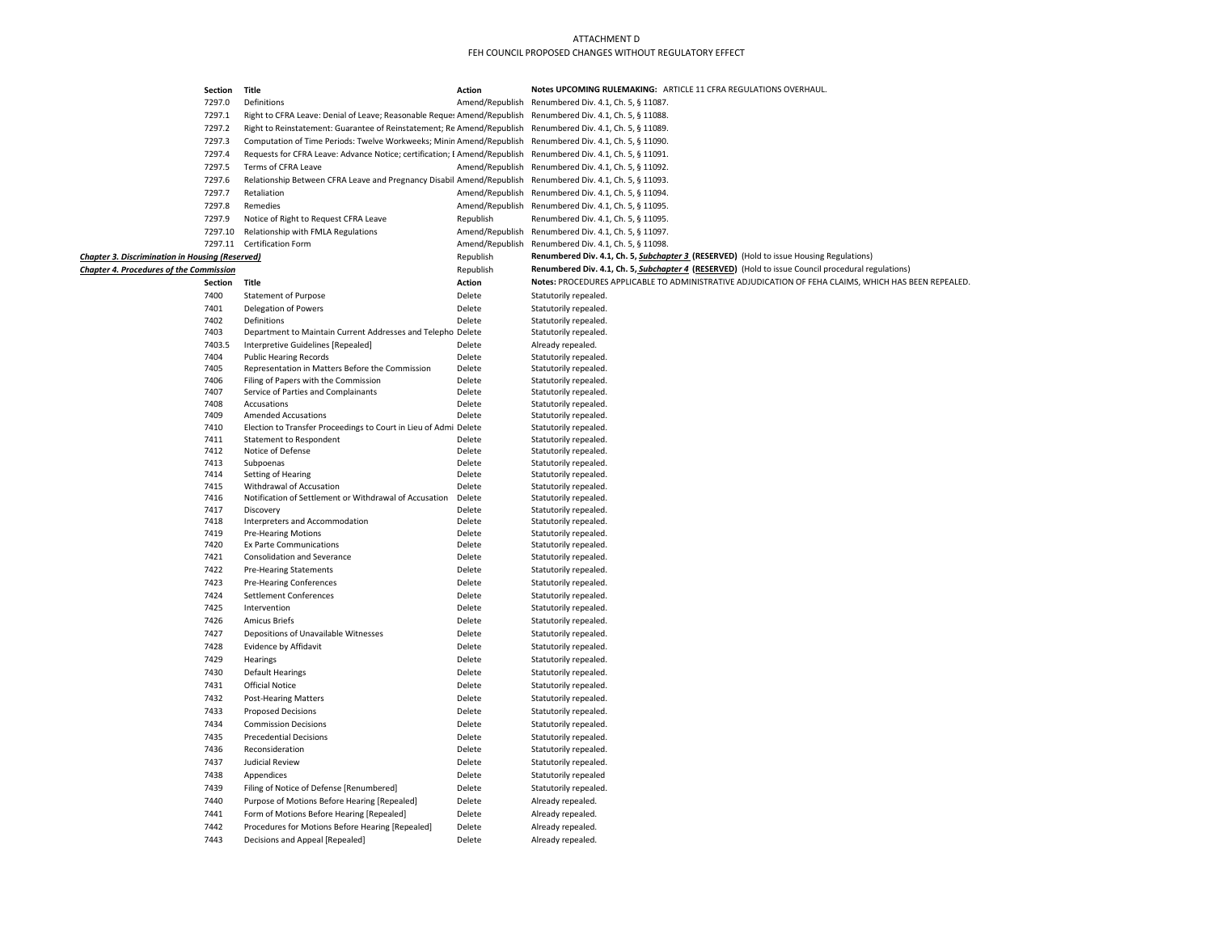ATTACHMENT D

FEH COUNCIL PROPOSED CHANGES WITHOUT REGULATORY EFFECT

| | Section | Title | Action | Notes UPCOMING RULEMAKING: ARTICLE 11 CFRA REGULATIONS OVERHAUL. |
|---|---|---|---|---|
| | 7297.0 | Definitions | Amend/Republish | Renumbered Div. 4.1, Ch. 5, § 11087. |
| | 7297.1 | Right to CFRA Leave: Denial of Leave; Reasonable Reque | Amend/Republish | Renumbered Div. 4.1, Ch. 5, § 11088. |
| | 7297.2 | Right to Reinstatement: Guarantee of Reinstatement; Re | Amend/Republish | Renumbered Div. 4.1, Ch. 5, § 11089. |
| | 7297.3 | Computation of Time Periods: Twelve Workweeks; Minin | Amend/Republish | Renumbered Div. 4.1, Ch. 5, § 11090. |
| | 7297.4 | Requests for CFRA Leave: Advance Notice; certification; I | Amend/Republish | Renumbered Div. 4.1, Ch. 5, § 11091. |
| | 7297.5 | Terms of CFRA Leave | Amend/Republish | Renumbered Div. 4.1, Ch. 5, § 11092. |
| | 7297.6 | Relationship Between CFRA Leave and Pregnancy Disabil | Amend/Republish | Renumbered Div. 4.1, Ch. 5, § 11093. |
| | 7297.7 | Retaliation | Amend/Republish | Renumbered Div. 4.1, Ch. 5, § 11094. |
| | 7297.8 | Remedies | Amend/Republish | Renumbered Div. 4.1, Ch. 5, § 11095. |
| | 7297.9 | Notice of Right to Request CFRA Leave | Republish | Renumbered Div. 4.1, Ch. 5, § 11095. |
| | 7297.10 | Relationship with FMLA Regulations | Amend/Republish | Renumbered Div. 4.1, Ch. 5, § 11097. |
| | 7297.11 | Certification Form | Amend/Republish | Renumbered Div. 4.1, Ch. 5, § 11098. |
| ***Chapter 3. Discrimination in Housing (Reserved)*** | | | Republish | **Renumbered Div. 4.1, Ch. 5, *Subchapter 3* (RESERVED)** (Hold to issue Housing Regulations) |
| ***Chapter 4. Procedures of the Commission*** | | | Republish | **Renumbered Div. 4.1, Ch. 5, *Subchapter 4* (RESERVED)** (Hold to issue Council procedural regulations) |
| | **Section** | **Title** | **Action** | **Notes:** PROCEDURES APPLICABLE TO ADMINISTRATIVE ADJUDICATION OF FEHA CLAIMS, WHICH HAS BEEN REPEALED. |
| | 7400 | Statement of Purpose | Delete | Statutorily repealed. |
| | 7401 | Delegation of Powers | Delete | Statutorily repealed. |
| | 7402 | Definitions | Delete | Statutorily repealed. |
| | 7403 | Department to Maintain Current Addresses and Telepho | Delete | Statutorily repealed. |
| | 7403.5 | Interpretive Guidelines [Repealed] | Delete | Already repealed. |
| | 7404 | Public Hearing Records | Delete | Statutorily repealed. |
| | 7405 | Representation in Matters Before the Commission | Delete | Statutorily repealed. |
| | 7406 | Filing of Papers with the Commission | Delete | Statutorily repealed. |
| | 7407 | Service of Parties and Complainants | Delete | Statutorily repealed. |
| | 7408 | Accusations | Delete | Statutorily repealed. |
| | 7409 | Amended Accusations | Delete | Statutorily repealed. |
| | 7410 | Election to Transfer Proceedings to Court in Lieu of Admi | Delete | Statutorily repealed. |
| | 7411 | Statement to Respondent | Delete | Statutorily repealed. |
| | 7412 | Notice of Defense | Delete | Statutorily repealed. |
| | 7413 | Subpoenas | Delete | Statutorily repealed. |
| | 7414 | Setting of Hearing | Delete | Statutorily repealed. |
| | 7415 | Withdrawal of Accusation | Delete | Statutorily repealed. |
| | 7416 | Notification of Settlement or Withdrawal of Accusation | Delete | Statutorily repealed. |
| | 7417 | Discovery | Delete | Statutorily repealed. |
| | 7418 | Interpreters and Accommodation | Delete | Statutorily repealed. |
| | 7419 | Pre-Hearing Motions | Delete | Statutorily repealed. |
| | 7420 | Ex Parte Communications | Delete | Statutorily repealed. |
| | 7421 | Consolidation and Severance | Delete | Statutorily repealed. |
| | 7422 | Pre-Hearing Statements | Delete | Statutorily repealed. |
| | 7423 | Pre-Hearing Conferences | Delete | Statutorily repealed. |
| | 7424 | Settlement Conferences | Delete | Statutorily repealed. |
| | 7425 | Intervention | Delete | Statutorily repealed. |
| | 7426 | Amicus Briefs | Delete | Statutorily repealed. |
| | 7427 | Depositions of Unavailable Witnesses | Delete | Statutorily repealed. |
| | 7428 | Evidence by Affidavit | Delete | Statutorily repealed. |
| | 7429 | Hearings | Delete | Statutorily repealed. |
| | 7430 | Default Hearings | Delete | Statutorily repealed. |
| | 7431 | Official Notice | Delete | Statutorily repealed. |
| | 7432 | Post-Hearing Matters | Delete | Statutorily repealed. |
| | 7433 | Proposed Decisions | Delete | Statutorily repealed. |
| | 7434 | Commission Decisions | Delete | Statutorily repealed. |
| | 7435 | Precedential Decisions | Delete | Statutorily repealed. |
| | 7436 | Reconsideration | Delete | Statutorily repealed. |
| | 7437 | Judicial Review | Delete | Statutorily repealed. |
| | 7438 | Appendices | Delete | Statutorily repealed |
| | 7439 | Filing of Notice of Defense [Renumbered] | Delete | Statutorily repealed. |
| | 7440 | Purpose of Motions Before Hearing [Repealed] | Delete | Already repealed. |
| | 7441 | Form of Motions Before Hearing [Repealed] | Delete | Already repealed. |
| | 7442 | Procedures for Motions Before Hearing [Repealed] | Delete | Already repealed. |
| | 7443 | Decisions and Appeal [Repealed] | Delete | Already repealed. |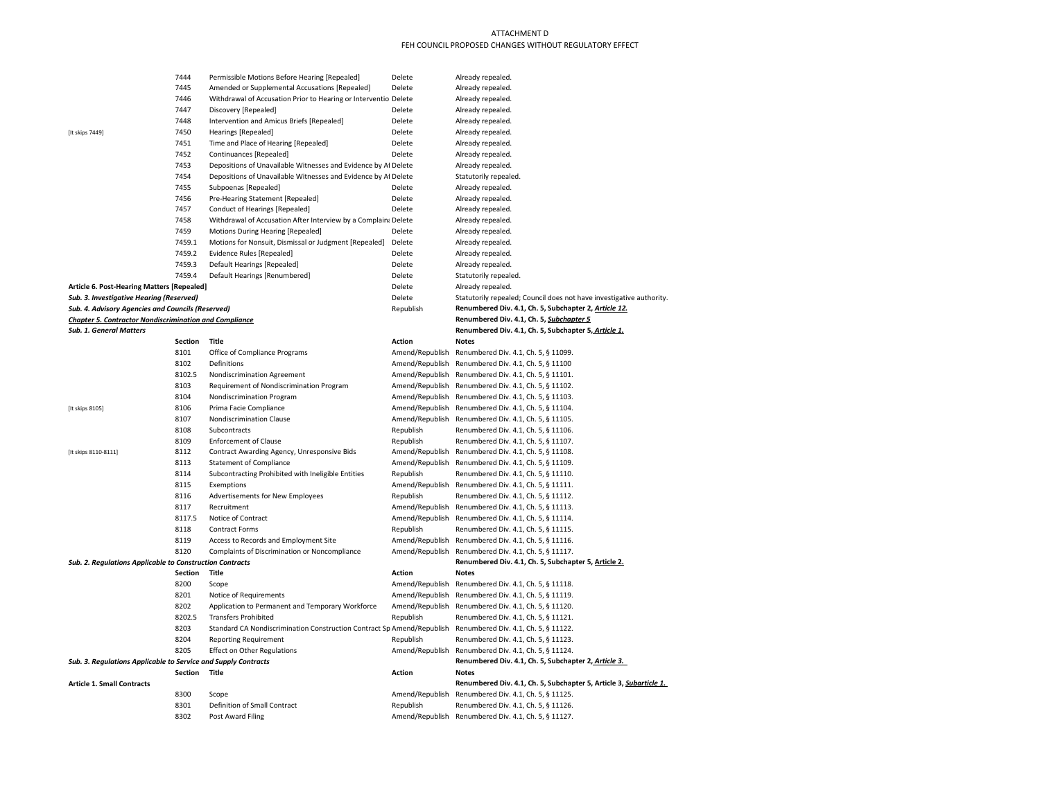ATTACHMENT D
FEH COUNCIL PROPOSED CHANGES WITHOUT REGULATORY EFFECT

| | Section | Title | Action | Notes |
|---|---|---|---|---|
| | 7444 | Permissible Motions Before Hearing [Repealed] | Delete | Already repealed. |
| | 7445 | Amended or Supplemental Accusations [Repealed] | Delete | Already repealed. |
| | 7446 | Withdrawal of Accusation Prior to Hearing or Interventio | Delete | Already repealed. |
| | 7447 | Discovery [Repealed] | Delete | Already repealed. |
| | 7448 | Intervention and Amicus Briefs [Repealed] | Delete | Already repealed. |
| [It skips 7449] | 7450 | Hearings [Repealed] | Delete | Already repealed. |
| | 7451 | Time and Place of Hearing [Repealed] | Delete | Already repealed. |
| | 7452 | Continuances [Repealed] | Delete | Already repealed. |
| | 7453 | Depositions of Unavailable Witnesses and Evidence by Al | Delete | Already repealed. |
| | 7454 | Depositions of Unavailable Witnesses and Evidence by Al | Delete | Statutorily repealed. |
| | 7455 | Subpoenas [Repealed] | Delete | Already repealed. |
| | 7456 | Pre-Hearing Statement [Repealed] | Delete | Already repealed. |
| | 7457 | Conduct of Hearings [Repealed] | Delete | Already repealed. |
| | 7458 | Withdrawal of Accusation After Interview by a Complain | Delete | Already repealed. |
| | 7459 | Motions During Hearing [Repealed] | Delete | Already repealed. |
| | 7459.1 | Motions for Nonsuit, Dismissal or Judgment [Repealed] | Delete | Already repealed. |
| | 7459.2 | Evidence Rules [Repealed] | Delete | Already repealed. |
| | 7459.3 | Default Hearings [Repealed] | Delete | Already repealed. |
| | 7459.4 | Default Hearings [Renumbered] | Delete | Statutorily repealed. |
| **Article 6. Post-Hearing Matters [Repealed]** | | | Delete | Already repealed. |
| ***Sub. 3. Investigative Hearing (Reserved)*** | | | Delete | Statutorily repealed; Council does not have investigative authority. |
| ***Sub. 4. Advisory Agencies and Councils (Reserved)*** | | | Republish | **Renumbered Div. 4.1, Ch. 5, Subchapter 2, *Article 12.*** |
| ***Chapter 5. Contractor Nondiscrimination and Compliance*** | | | | **Renumbered Div. 4.1, Ch. 5, *Subchapter 5*** |
| ***Sub. 1. General Matters*** | | | | **Renumbered Div. 4.1, Ch. 5, Subchapter 5, *Article 1.*** |
| | **Section** | **Title** | **Action** | **Notes** |
| | 8101 | Office of Compliance Programs | Amend/Republish | Renumbered Div. 4.1, Ch. 5, § 11099. |
| | 8102 | Definitions | Amend/Republish | Renumbered Div. 4.1, Ch. 5, § 11100 |
| | 8102.5 | Nondiscrimination Agreement | Amend/Republish | Renumbered Div. 4.1, Ch. 5, § 11101. |
| | 8103 | Requirement of Nondiscrimination Program | Amend/Republish | Renumbered Div. 4.1, Ch. 5, § 11102. |
| | 8104 | Nondiscrimination Program | Amend/Republish | Renumbered Div. 4.1, Ch. 5, § 11103. |
| [It skips 8105] | 8106 | Prima Facie Compliance | Amend/Republish | Renumbered Div. 4.1, Ch. 5, § 11104. |
| | 8107 | Nondiscrimination Clause | Amend/Republish | Renumbered Div. 4.1, Ch. 5, § 11105. |
| | 8108 | Subcontracts | Republish | Renumbered Div. 4.1, Ch. 5, § 11106. |
| | 8109 | Enforcement of Clause | Republish | Renumbered Div. 4.1, Ch. 5, § 11107. |
| [It skips 8110-8111] | 8112 | Contract Awarding Agency, Unresponsive Bids | Amend/Republish | Renumbered Div. 4.1, Ch. 5, § 11108. |
| | 8113 | Statement of Compliance | Amend/Republish | Renumbered Div. 4.1, Ch. 5, § 11109. |
| | 8114 | Subcontracting Prohibited with Ineligible Entities | Republish | Renumbered Div. 4.1, Ch. 5, § 11110. |
| | 8115 | Exemptions | Amend/Republish | Renumbered Div. 4.1, Ch. 5, § 11111. |
| | 8116 | Advertisements for New Employees | Republish | Renumbered Div. 4.1, Ch. 5, § 11112. |
| | 8117 | Recruitment | Amend/Republish | Renumbered Div. 4.1, Ch. 5, § 11113. |
| | 8117.5 | Notice of Contract | Amend/Republish | Renumbered Div. 4.1, Ch. 5, § 11114. |
| | 8118 | Contract Forms | Republish | Renumbered Div. 4.1, Ch. 5, § 11115. |
| | 8119 | Access to Records and Employment Site | Amend/Republish | Renumbered Div. 4.1, Ch. 5, § 11116. |
| | 8120 | Complaints of Discrimination or Noncompliance | Amend/Republish | Renumbered Div. 4.1, Ch. 5, § 11117. |
| ***Sub. 2. Regulations Applicable to Construction Contracts*** | | | | **Renumbered Div. 4.1, Ch. 5, Subchapter 5, Article 2.** |
| | **Section** | **Title** | **Action** | **Notes** |
| | 8200 | Scope | Amend/Republish | Renumbered Div. 4.1, Ch. 5, § 11118. |
| | 8201 | Notice of Requirements | Amend/Republish | Renumbered Div. 4.1, Ch. 5, § 11119. |
| | 8202 | Application to Permanent and Temporary Workforce | Amend/Republish | Renumbered Div. 4.1, Ch. 5, § 11120. |
| | 8202.5 | Transfers Prohibited | Republish | Renumbered Div. 4.1, Ch. 5, § 11121. |
| | 8203 | Standard CA Nondiscrimination Construction Contract Sp | Amend/Republish | Renumbered Div. 4.1, Ch. 5, § 11122. |
| | 8204 | Reporting Requirement | Republish | Renumbered Div. 4.1, Ch. 5, § 11123. |
| | 8205 | Effect on Other Regulations | Amend/Republish | Renumbered Div. 4.1, Ch. 5, § 11124. |
| ***Sub. 3. Regulations Applicable to Service and Supply Contracts*** | | | | **Renumbered Div. 4.1, Ch. 5, Subchapter 2, *Article 3.*** |
| | **Section** | **Title** | **Action** | **Notes** |
| **Article 1. Small Contracts** | | | | **Renumbered Div. 4.1, Ch. 5, Subchapter 5, Article 3, *Subarticle 1.*** |
| | 8300 | Scope | Amend/Republish | Renumbered Div. 4.1, Ch. 5, § 11125. |
| | 8301 | Definition of Small Contract | Republish | Renumbered Div. 4.1, Ch. 5, § 11126. |
| | 8302 | Post Award Filing | Amend/Republish | Renumbered Div. 4.1, Ch. 5, § 11127. |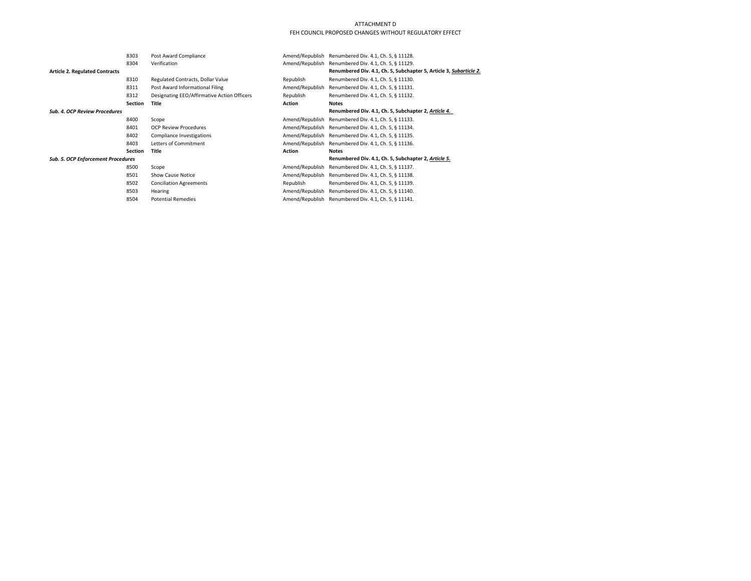ATTACHMENT D

FEH COUNCIL PROPOSED CHANGES WITHOUT REGULATORY EFFECT

| | | | | |
|---|---|---|---|---|
| | 8303 | Post Award Compliance | Amend/Republish | Renumbered Div. 4.1, Ch. 5, § 11128. |
| | 8304 | Verification | Amend/Republish | Renumbered Div. 4.1, Ch. 5, § 11129. |
| **Article 2. Regulated Contracts** | | | | **Renumbered Div. 4.1, Ch. 5, Subchapter 5, Article 3, *Subarticle 2.*** |
| | 8310 | Regulated Contracts, Dollar Value | Republish | Renumbered Div. 4.1, Ch. 5, § 11130. |
| | 8311 | Post Award Informational Filing | Amend/Republish | Renumbered Div. 4.1, Ch. 5, § 11131. |
| | 8312 | Designating EEO/Affirmative Action Officers | Republish | Renumbered Div. 4.1, Ch. 5, § 11132. |
| | **Section** | **Title** | **Action** | **Notes** |
| ***Sub. 4. OCP Review Procedures*** | | | | **Renumbered Div. 4.1, Ch. 5, Subchapter 2, *Article 4.*** |
| | 8400 | Scope | Amend/Republish | Renumbered Div. 4.1, Ch. 5, § 11133. |
| | 8401 | OCP Review Procedures | Amend/Republish | Renumbered Div. 4.1, Ch. 5, § 11134. |
| | 8402 | Compliance Investigations | Amend/Republish | Renumbered Div. 4.1, Ch. 5, § 11135. |
| | 8403 | Letters of Commitment | Amend/Republish | Renumbered Div. 4.1, Ch. 5, § 11136. |
| | **Section** | **Title** | **Action** | **Notes** |
| ***Sub. 5. OCP Enforcement Procedures*** | | | | **Renumbered Div. 4.1, Ch. 5, Subchapter 2, *Article 5.*** |
| | 8500 | Scope | Amend/Republish | Renumbered Div. 4.1, Ch. 5, § 11137. |
| | 8501 | Show Cause Notice | Amend/Republish | Renumbered Div. 4.1, Ch. 5, § 11138. |
| | 8502 | Conciliation Agreements | Republish | Renumbered Div. 4.1, Ch. 5, § 11139. |
| | 8503 | Hearing | Amend/Republish | Renumbered Div. 4.1, Ch. 5, § 11140. |
| | 8504 | Potential Remedies | Amend/Republish | Renumbered Div. 4.1, Ch. 5, § 11141. |